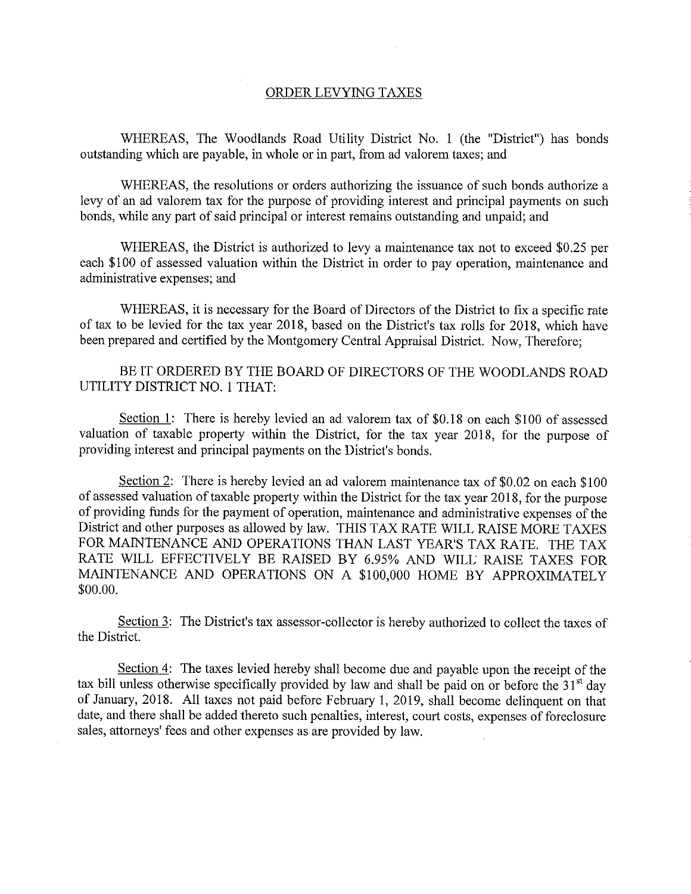## ORDER LEVYING TAXES

WHEREAS, The Woodlands Road Utility District No. 1 (the "District") has bonds outstanding which are payable, in whole or in part, from ad valorem taxes; and

WHEREAS, the resolutions or orders authorizing the issuance of such bonds authorize a levy of an ad valorem tax for the purpose of providing interest and principal payments on such bonds, while any part of said principal or interest remains outstanding and unpaid; and

WHEREAS, the District is authorized to levy a maintenance tax not to exceed $0.25 per each $100 of assessed valuation within the District in order to pay operation, maintenance and administrative expenses; and

WHEREAS, it is necessary for the Board of Directors of the District to fix a specific rate of tax to be levied for the tax year 2018, based on the District's tax rolls for 2018, which have been prepared and certified by the Montgomery Central Appraisal District. Now, Therefore;

BE IT ORDERED BY THE BOARD OF DIRECTORS OF THE WOODLANDS ROAD UTILITY DISTRICT NO. 1 THAT:

Section 1: There is hereby levied an ad valorem tax of $0.18 on each $100 of assessed valuation of taxable property within the District, for the tax year 2018, for the purpose of providing interest and principal payments on the District's bonds.

Section 2: There is hereby levied an ad valorem maintenance tax of $0.02 on each $100 of assessed valuation of taxable property within the District for the tax year 2018, for the purpose of providing funds for the payment of operation, maintenance and administrative expenses of the District and other purposes as allowed by law. THIS TAX RATE WILL RAISE MORE TAXES FOR MAINTENANCE AND OPERATIONS THAN LAST YEAR'S TAX RATE. THE TAX RATE WILL EFFECTIVELY BE RAISED BY 6.95% AND WILL RAISE TAXES FOR MAINTENANCE AND OPERATIONS ON A $100,000 HOME BY APPROXIMATELY $00.00.

Section 3: The District's tax assessor-collector is hereby authorized to collect the taxes of the District.

Section 4: The taxes levied hereby shall become due and payable upon the receipt of the tax bill unless otherwise specifically provided by law and shall be paid on or before the 31st day of January, 2018. All taxes not paid before February 1, 2019, shall become delinquent on that date, and there shall be added thereto such penalties, interest, court costs, expenses of foreclosure sales, attorneys' fees and other expenses as are provided by law.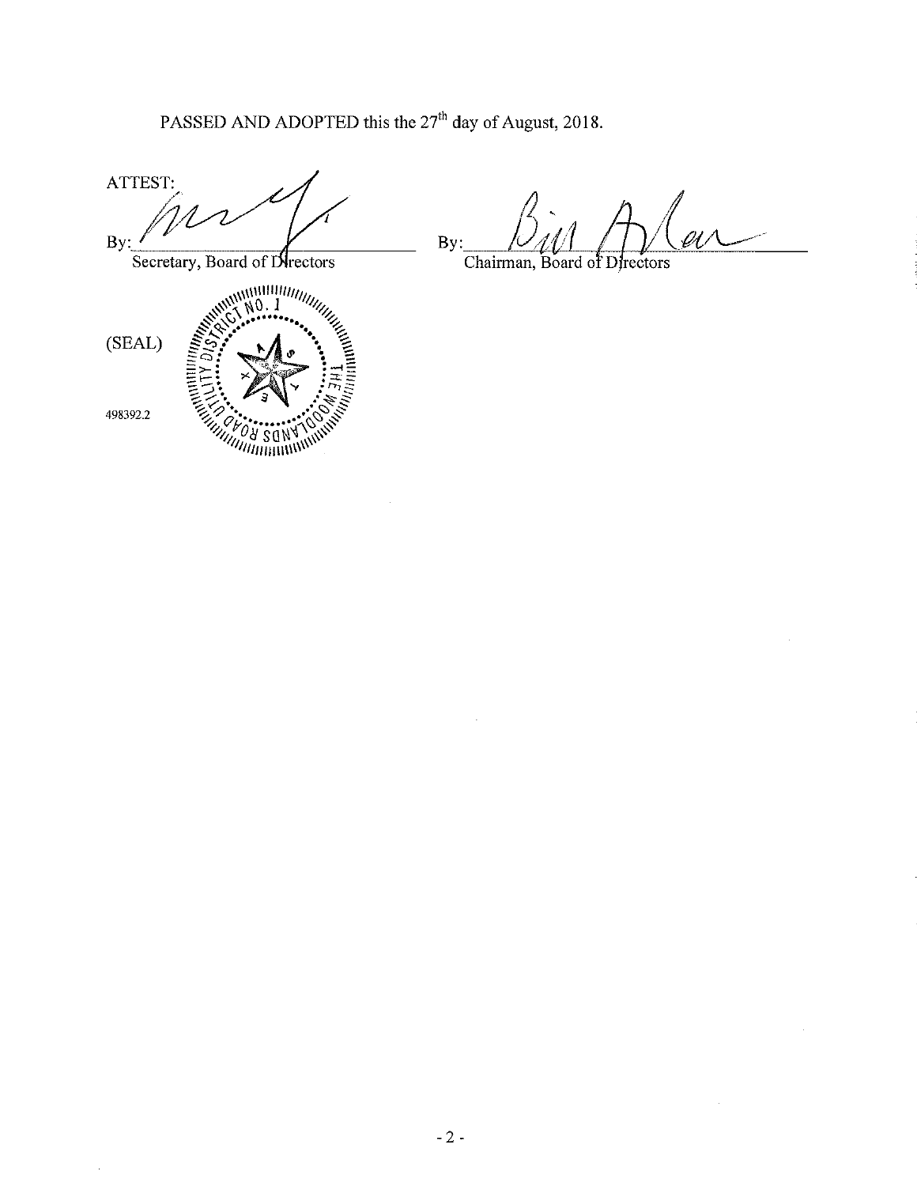PASSED AND ADOPTED this the 27th day of August, 2018.

ATTEST:

By: ______________________________
Secretary, Board of Directors

By: ______________________________
Chairman, Board of Directors

(SEAL)

THE WOODLANDS ROAD UTILITY DISTRICT NO. 1

TEXAS

498392.2